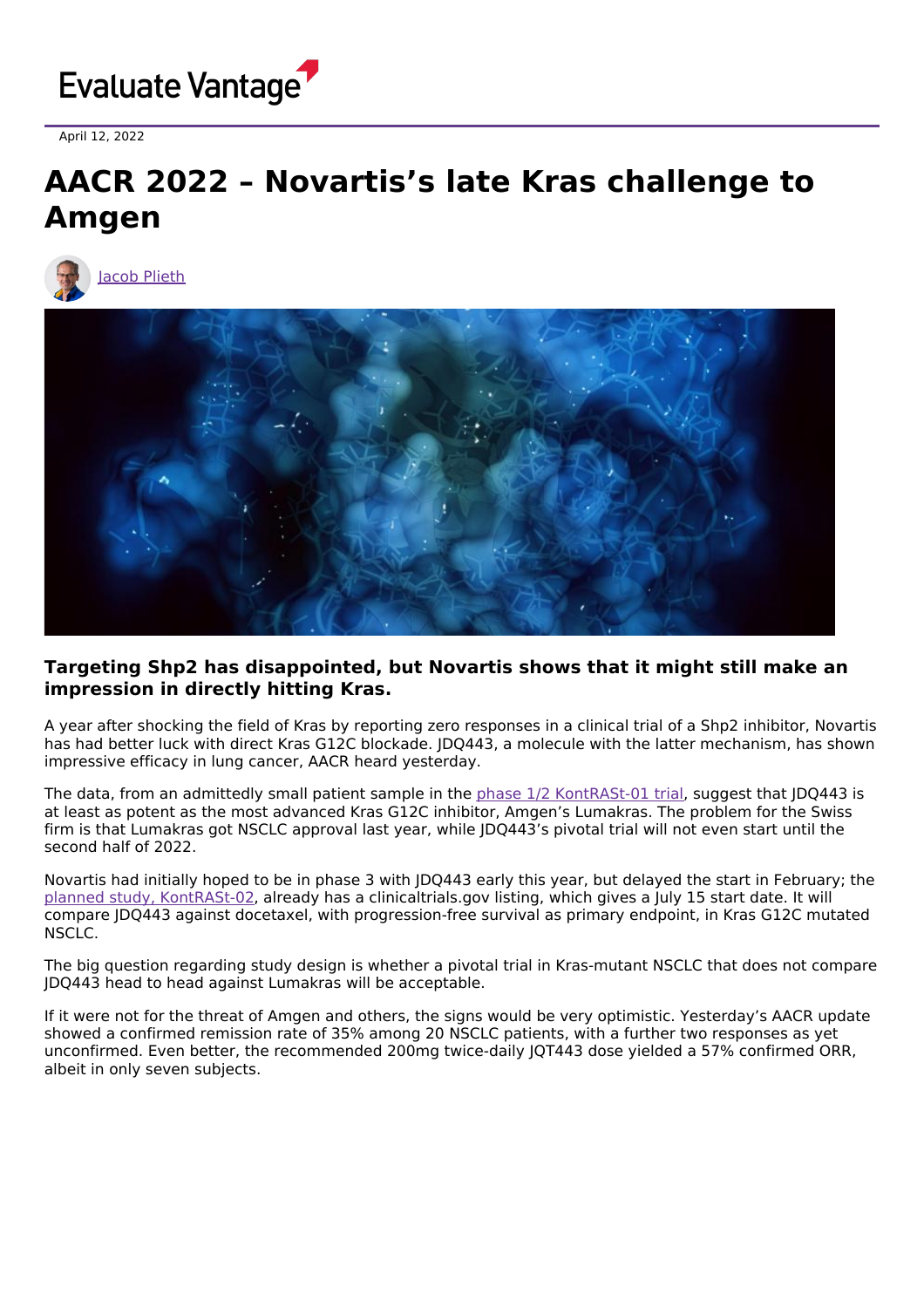Evaluate Vantage

April 12, 2022

# AACR 2022 – Novartis's late Kras challenge to Amgen

Jacob Plieth

**Targeting Shp2 has disappointed, but Novartis shows that it might still make an impression in directly hitting Kras.**

A year after shocking the field of Kras by reporting zero responses in a clinical trial of a Shp2 inhibitor, Novartis has had better luck with direct Kras G12C blockade. JDQ443, a molecule with the latter mechanism, has shown impressive efficacy in lung cancer, AACR heard yesterday.

The data, from an admittedly small patient sample in the phase 1/2 KontRASt-01 trial, suggest that JDQ443 is at least as potent as the most advanced Kras G12C inhibitor, Amgen's Lumakras. The problem for the Swiss firm is that Lumakras got NSCLC approval last year, while JDQ443's pivotal trial will not even start until the second half of 2022.

Novartis had initially hoped to be in phase 3 with JDQ443 early this year, but delayed the start in February; the planned study, KontRASt-02, already has a clinicaltrials.gov listing, which gives a July 15 start date. It will compare JDQ443 against docetaxel, with progression-free survival as primary endpoint, in Kras G12C mutated NSCLC.

The big question regarding study design is whether a pivotal trial in Kras-mutant NSCLC that does not compare JDQ443 head to head against Lumakras will be acceptable.

If it were not for the threat of Amgen and others, the signs would be very optimistic. Yesterday's AACR update showed a confirmed remission rate of 35% among 20 NSCLC patients, with a further two responses as yet unconfirmed. Even better, the recommended 200mg twice-daily JQT443 dose yielded a 57% confirmed ORR, albeit in only seven subjects.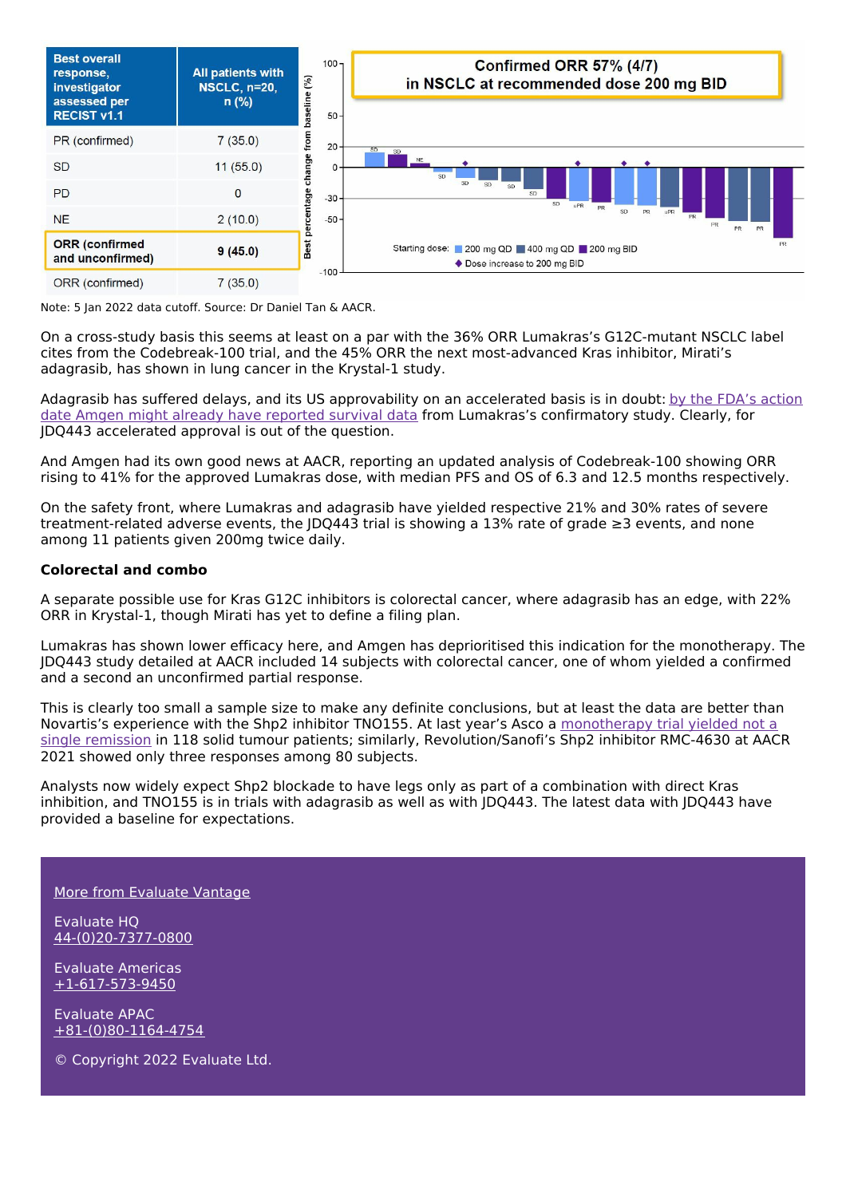| Best overall response, investigator assessed per RECIST v1.1 | All patients with NSCLC, n=20, n (%) |
|---|---|
| PR (confirmed) | 7 (35.0) |
| SD | 11 (55.0) |
| PD | 0 |
| NE | 2 (10.0) |
| **ORR (confirmed and unconfirmed)** | **9 (45.0)** |
| ORR (confirmed) | 7 (35.0) |

Confirmed ORR 57% (4/7)
in NSCLC at recommended dose 200 mg BID

Best percentage change from baseline (%)

100
50
20
0
-30
-50
-100

SD SD NE SD SD SD SD SD SD uPR PR SD PR uPR PR PR PR PR PR

Starting dose: 200 mg QD 400 mg QD 200 mg BID
Dose increase to 200 mg BID

Note: 5 Jan 2022 data cutoff. Source: Dr Daniel Tan & AACR.

On a cross-study basis this seems at least on a par with the 36% ORR Lumakras's G12C-mutant NSCLC label cites from the Codebreak-100 trial, and the 45% ORR the next most-advanced Kras inhibitor, Mirati's adagrasib, has shown in lung cancer in the Krystal-1 study.

Adagrasib has suffered delays, and its US approvability on an accelerated basis is in doubt: by the FDA's action date Amgen might already have reported survival data from Lumakras's confirmatory study. Clearly, for JDQ443 accelerated approval is out of the question.

And Amgen had its own good news at AACR, reporting an updated analysis of Codebreak-100 showing ORR rising to 41% for the approved Lumakras dose, with median PFS and OS of 6.3 and 12.5 months respectively.

On the safety front, where Lumakras and adagrasib have yielded respective 21% and 30% rates of severe treatment-related adverse events, the JDQ443 trial is showing a 13% rate of grade ≥3 events, and none among 11 patients given 200mg twice daily.

**Colorectal and combo**

A separate possible use for Kras G12C inhibitors is colorectal cancer, where adagrasib has an edge, with 22% ORR in Krystal-1, though Mirati has yet to define a filing plan.

Lumakras has shown lower efficacy here, and Amgen has deprioritised this indication for the monotherapy. The JDQ443 study detailed at AACR included 14 subjects with colorectal cancer, one of whom yielded a confirmed and a second an unconfirmed partial response.

This is clearly too small a sample size to make any definite conclusions, but at least the data are better than Novartis's experience with the Shp2 inhibitor TNO155. At last year's Asco a monotherapy trial yielded not a single remission in 118 solid tumour patients; similarly, Revolution/Sanofi's Shp2 inhibitor RMC-4630 at AACR 2021 showed only three responses among 80 subjects.

Analysts now widely expect Shp2 blockade to have legs only as part of a combination with direct Kras inhibition, and TNO155 is in trials with adagrasib as well as with JDQ443. The latest data with JDQ443 have provided a baseline for expectations.

More from Evaluate Vantage

Evaluate HQ
44-(0)20-7377-0800

Evaluate Americas
+1-617-573-9450

Evaluate APAC
+81-(0)80-1164-4754

© Copyright 2022 Evaluate Ltd.